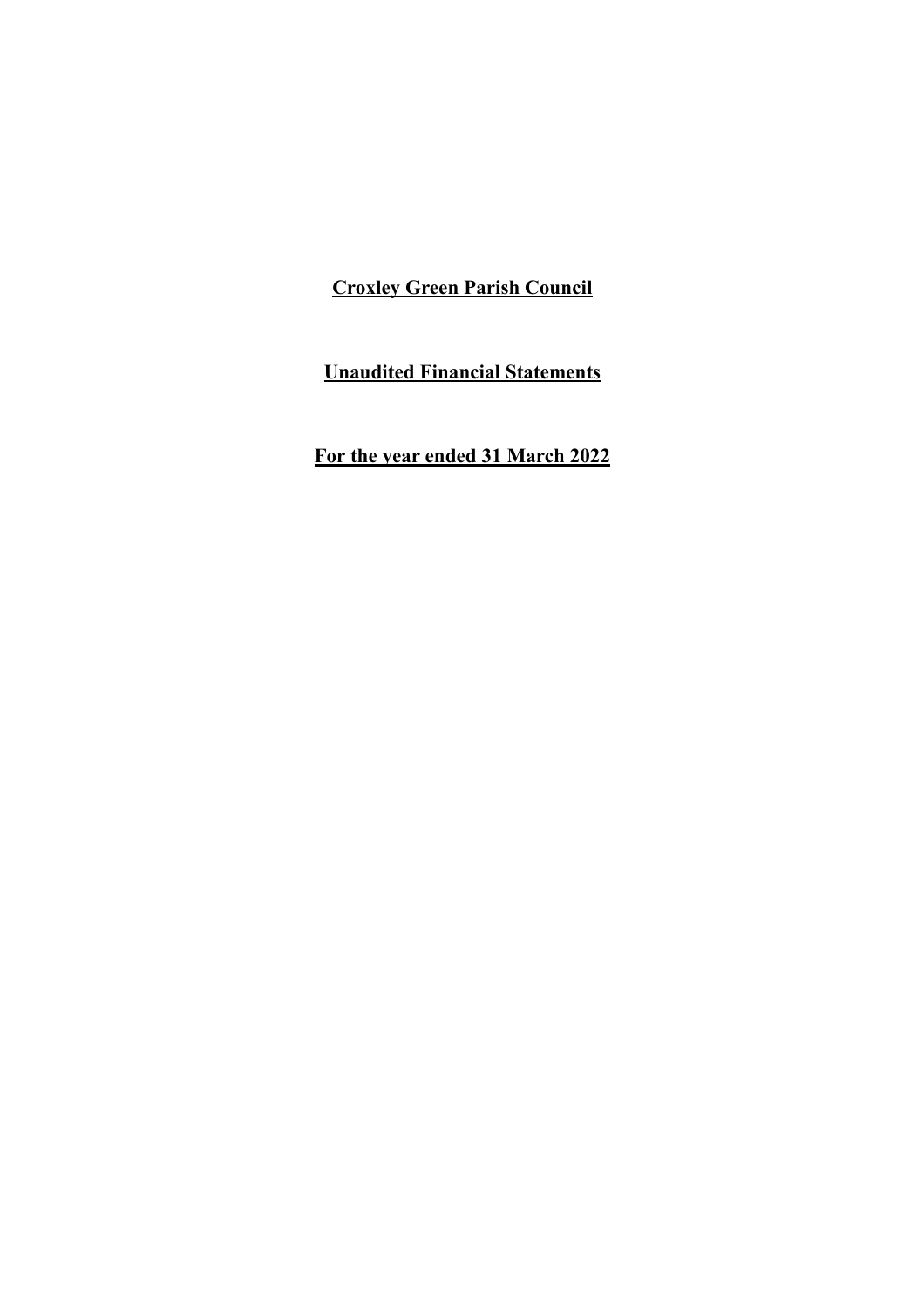# Croxley Green Parish Council

## Unaudited Financial Statements

## For the year ended 31 March 2022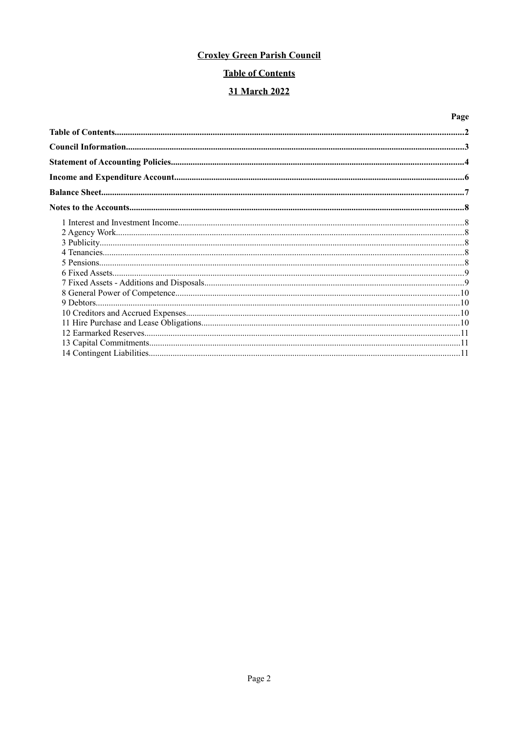# Croxley Green Parish Council

## Table of Contents

## 31 March 2022

| | Page |
|---|---|
| **Table of Contents** | **2** |
| **Council Information** | **3** |
| **Statement of Accounting Policies** | **4** |
| **Income and Expenditure Account** | **6** |
| **Balance Sheet** | **7** |
| **Notes to the Accounts** | **8** |
| 1 Interest and Investment Income | 8 |
| 2 Agency Work | 8 |
| 3 Publicity | 8 |
| 4 Tenancies | 8 |
| 5 Pensions | 8 |
| 6 Fixed Assets | 9 |
| 7 Fixed Assets - Additions and Disposals | 9 |
| 8 General Power of Competence | 10 |
| 9 Debtors | 10 |
| 10 Creditors and Accrued Expenses | 10 |
| 11 Hire Purchase and Lease Obligations | 10 |
| 12 Earmarked Reserves | 11 |
| 13 Capital Commitments | 11 |
| 14 Contingent Liabilities | 11 |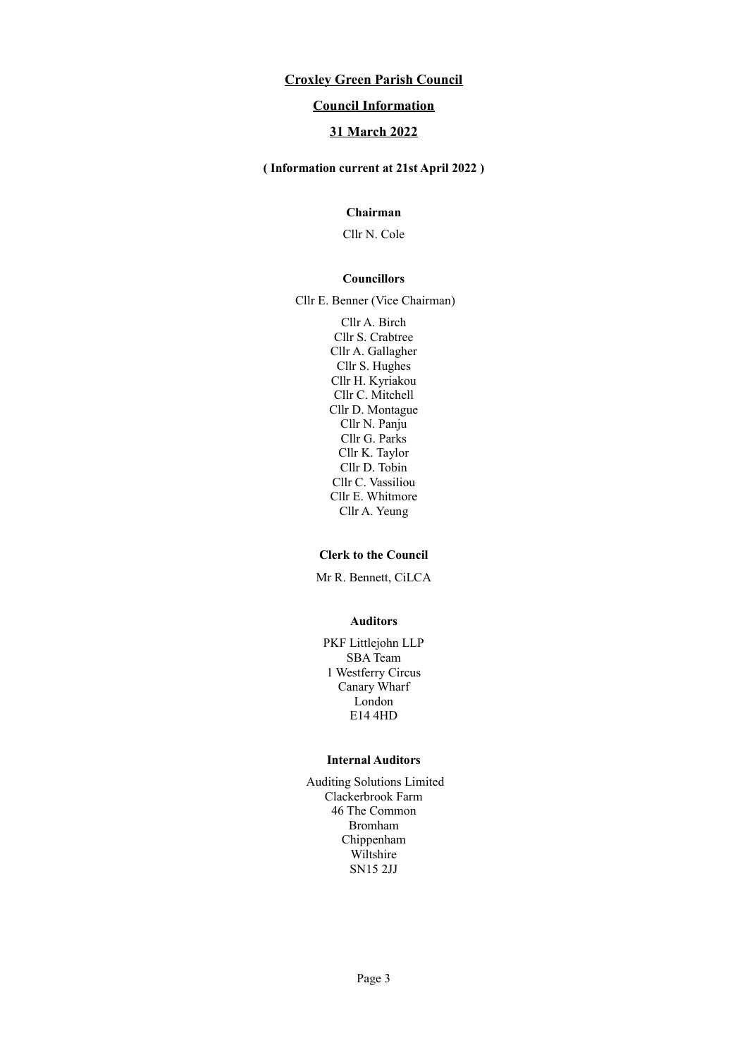# Croxley Green Parish Council

## Council Information

## 31 March 2022

**( Information current at 21st April 2022 )**

**Chairman**

Cllr N. Cole

**Councillors**

Cllr E. Benner (Vice Chairman)

Cllr A. Birch
Cllr S. Crabtree
Cllr A. Gallagher
Cllr S. Hughes
Cllr H. Kyriakou
Cllr C. Mitchell
Cllr D. Montague
Cllr N. Panju
Cllr G. Parks
Cllr K. Taylor
Cllr D. Tobin
Cllr C. Vassiliou
Cllr E. Whitmore
Cllr A. Yeung

**Clerk to the Council**

Mr R. Bennett, CiLCA

**Auditors**

PKF Littlejohn LLP
SBA Team
1 Westferry Circus
Canary Wharf
London
E14 4HD

**Internal Auditors**

Auditing Solutions Limited
Clackerbrook Farm
46 The Common
Bromham
Chippenham
Wiltshire
SN15 2JJ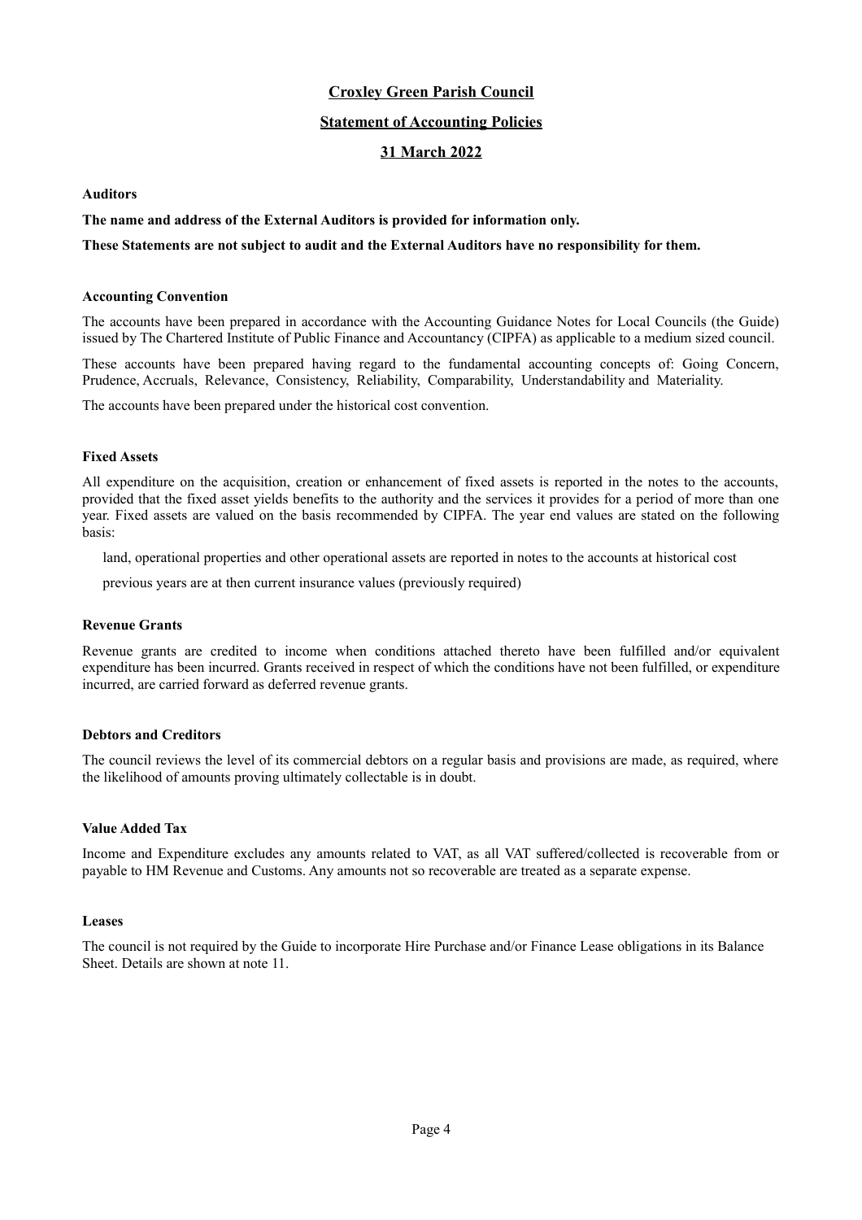# Croxley Green Parish Council

## Statement of Accounting Policies

## 31 March 2022

### Auditors

**The name and address of the External Auditors is provided for information only.**

**These Statements are not subject to audit and the External Auditors have no responsibility for them.**

### Accounting Convention

The accounts have been prepared in accordance with the Accounting Guidance Notes for Local Councils (the Guide) issued by The Chartered Institute of Public Finance and Accountancy (CIPFA) as applicable to a medium sized council.

These accounts have been prepared having regard to the fundamental accounting concepts of: Going Concern, Prudence, Accruals, Relevance, Consistency, Reliability, Comparability, Understandability and Materiality.

The accounts have been prepared under the historical cost convention.

### Fixed Assets

All expenditure on the acquisition, creation or enhancement of fixed assets is reported in the notes to the accounts, provided that the fixed asset yields benefits to the authority and the services it provides for a period of more than one year. Fixed assets are valued on the basis recommended by CIPFA. The year end values are stated on the following basis:

land, operational properties and other operational assets are reported in notes to the accounts at historical cost

previous years are at then current insurance values (previously required)

### Revenue Grants

Revenue grants are credited to income when conditions attached thereto have been fulfilled and/or equivalent expenditure has been incurred. Grants received in respect of which the conditions have not been fulfilled, or expenditure incurred, are carried forward as deferred revenue grants.

### Debtors and Creditors

The council reviews the level of its commercial debtors on a regular basis and provisions are made, as required, where the likelihood of amounts proving ultimately collectable is in doubt.

### Value Added Tax

Income and Expenditure excludes any amounts related to VAT, as all VAT suffered/collected is recoverable from or payable to HM Revenue and Customs. Any amounts not so recoverable are treated as a separate expense.

### Leases

The council is not required by the Guide to incorporate Hire Purchase and/or Finance Lease obligations in its Balance Sheet. Details are shown at note 11.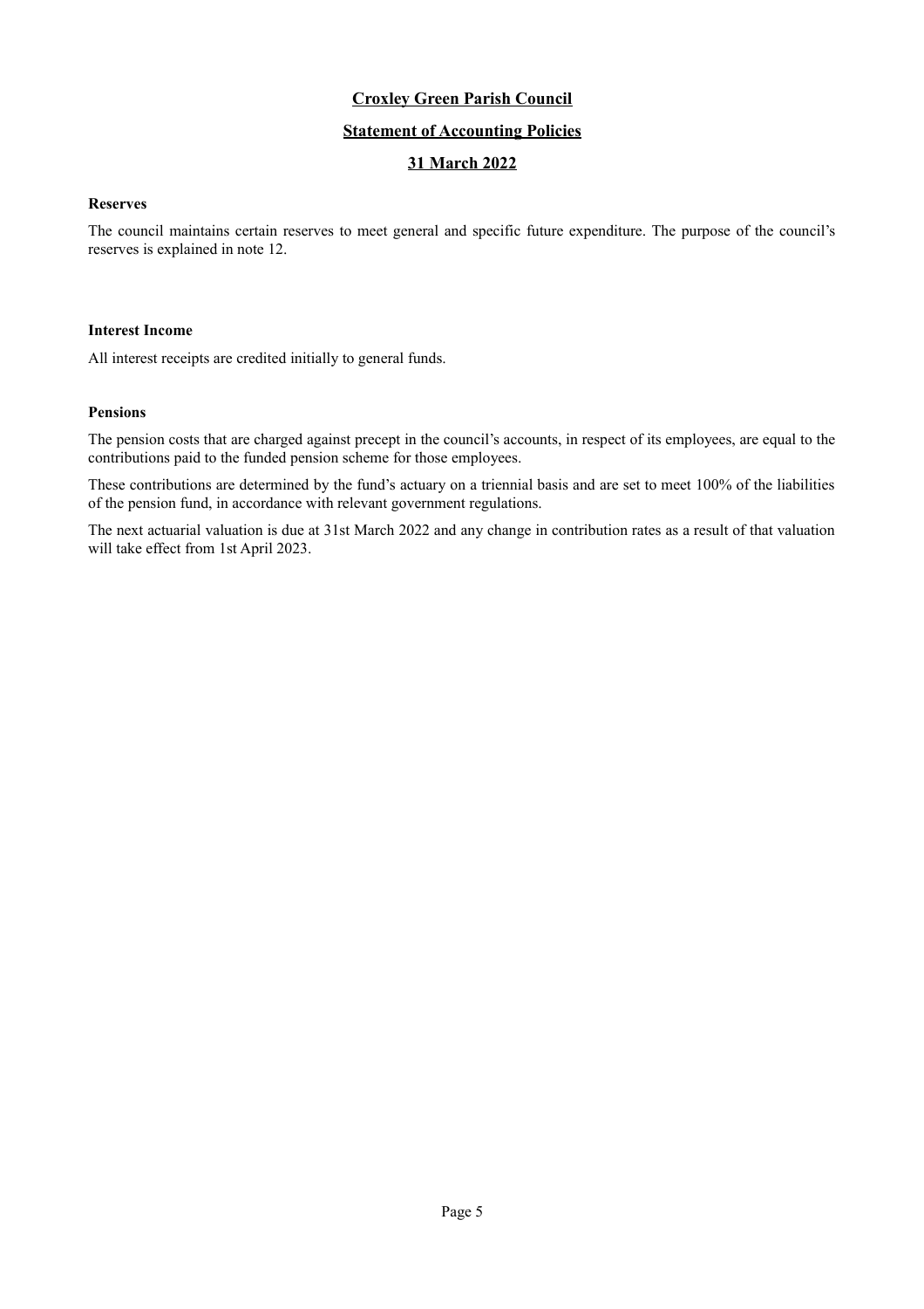# Croxley Green Parish Council

## Statement of Accounting Policies

## 31 March 2022

**Reserves**

The council maintains certain reserves to meet general and specific future expenditure. The purpose of the council's reserves is explained in note 12.

**Interest Income**

All interest receipts are credited initially to general funds.

**Pensions**

The pension costs that are charged against precept in the council's accounts, in respect of its employees, are equal to the contributions paid to the funded pension scheme for those employees.

These contributions are determined by the fund's actuary on a triennial basis and are set to meet 100% of the liabilities of the pension fund, in accordance with relevant government regulations.

The next actuarial valuation is due at 31st March 2022 and any change in contribution rates as a result of that valuation will take effect from 1st April 2023.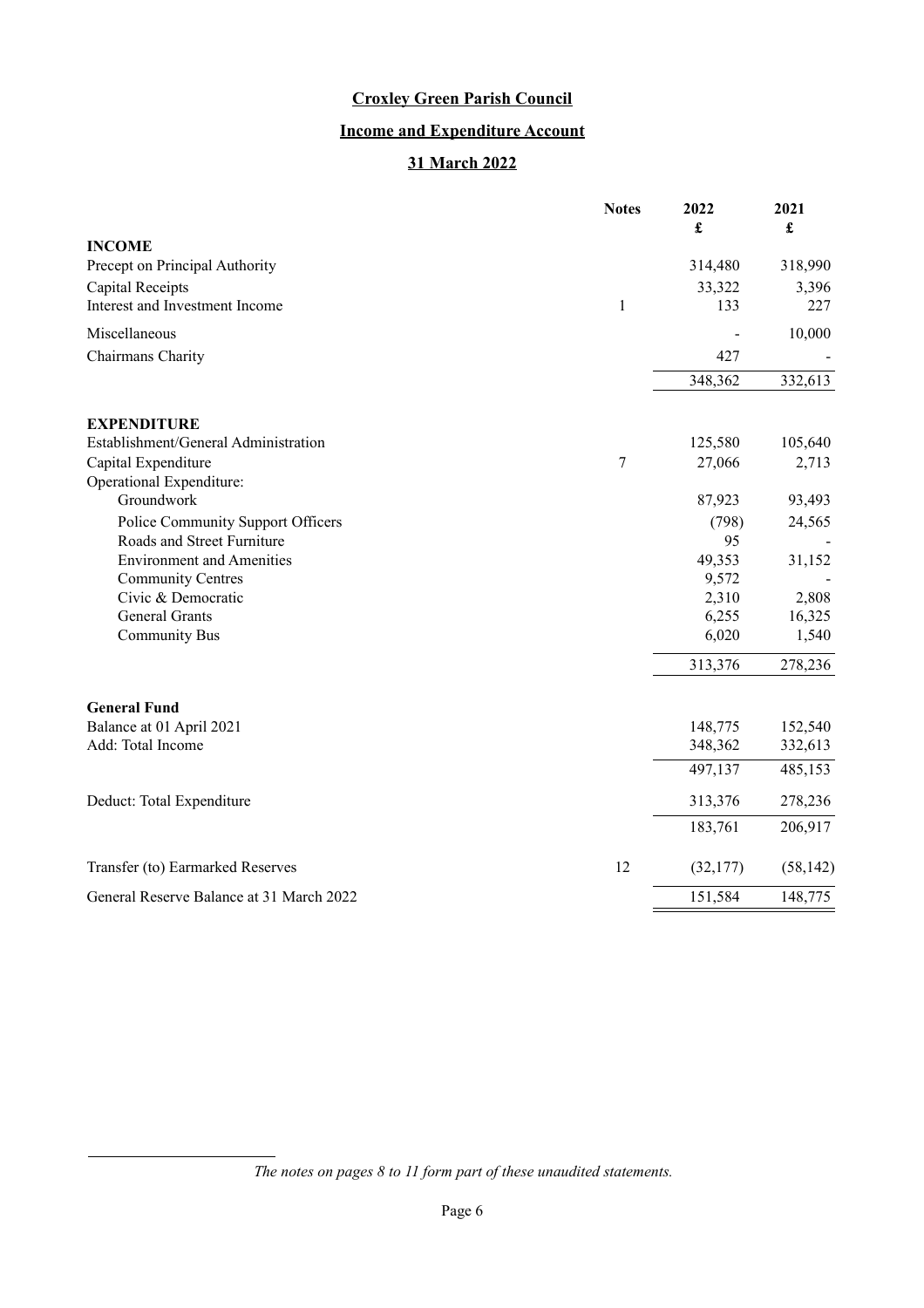# Croxley Green Parish Council

## Income and Expenditure Account

## 31 March 2022

| | Notes | 2022<br>£ | 2021<br>£ |
|---|---|---|---|
| **INCOME** | | | |
| Precept on Principal Authority | | 314,480 | 318,990 |
| Capital Receipts | | 33,322 | 3,396 |
| Interest and Investment Income | 1 | 133 | 227 |
| Miscellaneous | | - | 10,000 |
| Chairmans Charity | | 427 | - |
| | | 348,362 | 332,613 |
| **EXPENDITURE** | | | |
| Establishment/General Administration | | 125,580 | 105,640 |
| Capital Expenditure | 7 | 27,066 | 2,713 |
| Operational Expenditure: | | | |
| Groundwork | | 87,923 | 93,493 |
| Police Community Support Officers | | (798) | 24,565 |
| Roads and Street Furniture | | 95 | - |
| Environment and Amenities | | 49,353 | 31,152 |
| Community Centres | | 9,572 | - |
| Civic & Democratic | | 2,310 | 2,808 |
| General Grants | | 6,255 | 16,325 |
| Community Bus | | 6,020 | 1,540 |
| | | 313,376 | 278,236 |
| **General Fund** | | | |
| Balance at 01 April 2021 | | 148,775 | 152,540 |
| Add: Total Income | | 348,362 | 332,613 |
| | | 497,137 | 485,153 |
| Deduct: Total Expenditure | | 313,376 | 278,236 |
| | | 183,761 | 206,917 |
| Transfer (to) Earmarked Reserves | 12 | (32,177) | (58,142) |
| General Reserve Balance at 31 March 2022 | | 151,584 | 148,775 |

*The notes on pages 8 to 11 form part of these unaudited statements.*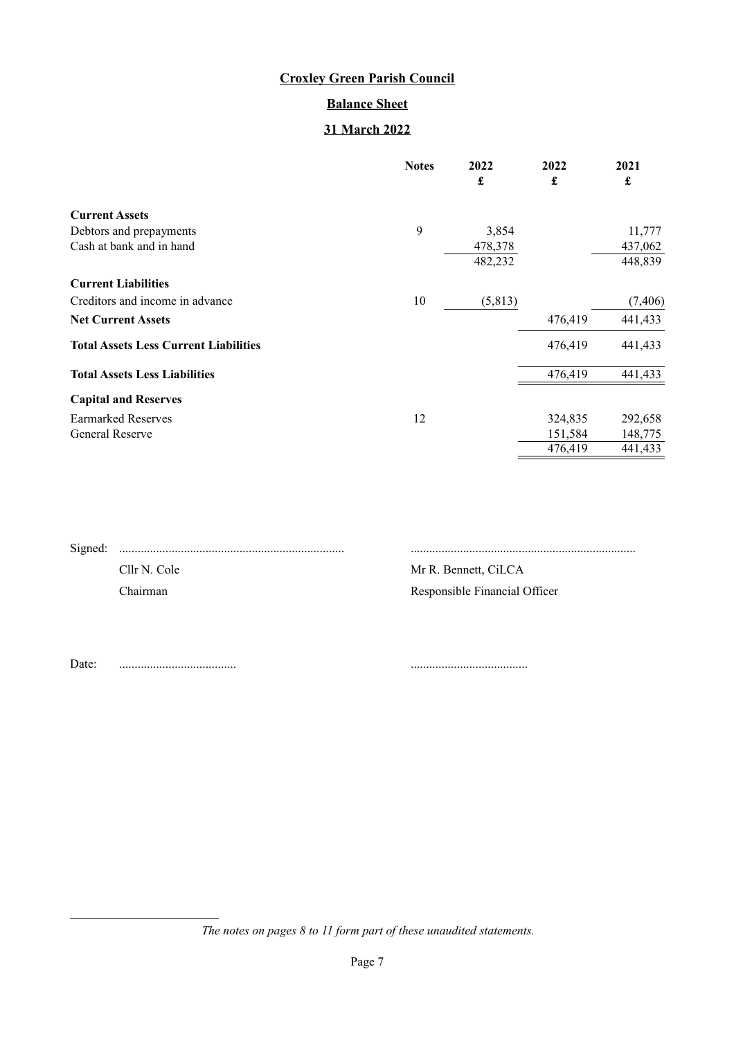# Croxley Green Parish Council

## Balance Sheet

## 31 March 2022

| | Notes | 2022 £ | 2022 £ | 2021 £ |
|---|---|---|---|---|
| **Current Assets** | | | | |
| Debtors and prepayments | 9 | 3,854 | | 11,777 |
| Cash at bank and in hand | | 478,378 | | 437,062 |
| | | 482,232 | | 448,839 |
| **Current Liabilities** | | | | |
| Creditors and income in advance | 10 | (5,813) | | (7,406) |
| **Net Current Assets** | | | 476,419 | 441,433 |
| **Total Assets Less Current Liabilities** | | | 476,419 | 441,433 |
| **Total Assets Less Liabilities** | | | 476,419 | 441,433 |
| **Capital and Reserves** | | | | |
| Earmarked Reserves | 12 | | 324,835 | 292,658 |
| General Reserve | | | 151,584 | 148,775 |
| | | | 476,419 | 441,433 |

Signed: ........................................................................ ........................................................................

Cllr N. Cole — Chairman

Mr R. Bennett, CiLCA — Responsible Financial Officer

Date: ...................................... ......................................

*The notes on pages 8 to 11 form part of these unaudited statements.*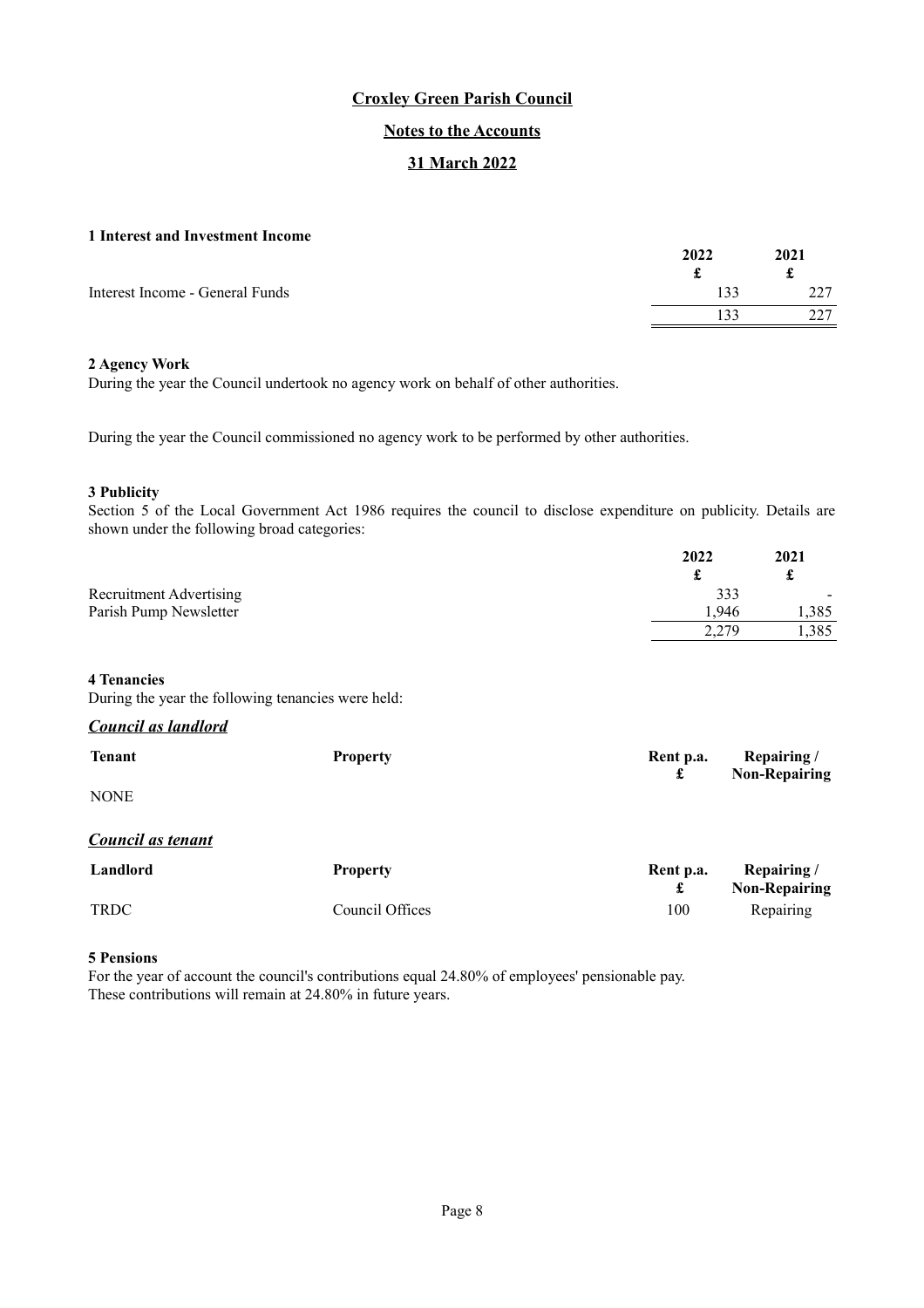# Croxley Green Parish Council

## Notes to the Accounts

## 31 March 2022

### 1 Interest and Investment Income

| | 2022 £ | 2021 £ |
|---|---|---|
| Interest Income - General Funds | 133 | 227 |
| | 133 | 227 |

### 2 Agency Work

During the year the Council undertook no agency work on behalf of other authorities.

During the year the Council commissioned no agency work to be performed by other authorities.

### 3 Publicity

Section 5 of the Local Government Act 1986 requires the council to disclose expenditure on publicity. Details are shown under the following broad categories:

| | 2022 £ | 2021 £ |
|---|---|---|
| Recruitment Advertising | 333 | - |
| Parish Pump Newsletter | 1,946 | 1,385 |
| | 2,279 | 1,385 |

### 4 Tenancies

During the year the following tenancies were held:

***Council as landlord***

| Tenant | Property | Rent p.a. £ | Repairing / Non-Repairing |
|---|---|---|---|
| NONE | | | |

***Council as tenant***

| Landlord | Property | Rent p.a. £ | Repairing / Non-Repairing |
|---|---|---|---|
| TRDC | Council Offices | 100 | Repairing |

### 5 Pensions

For the year of account the council's contributions equal 24.80% of employees' pensionable pay.
These contributions will remain at 24.80% in future years.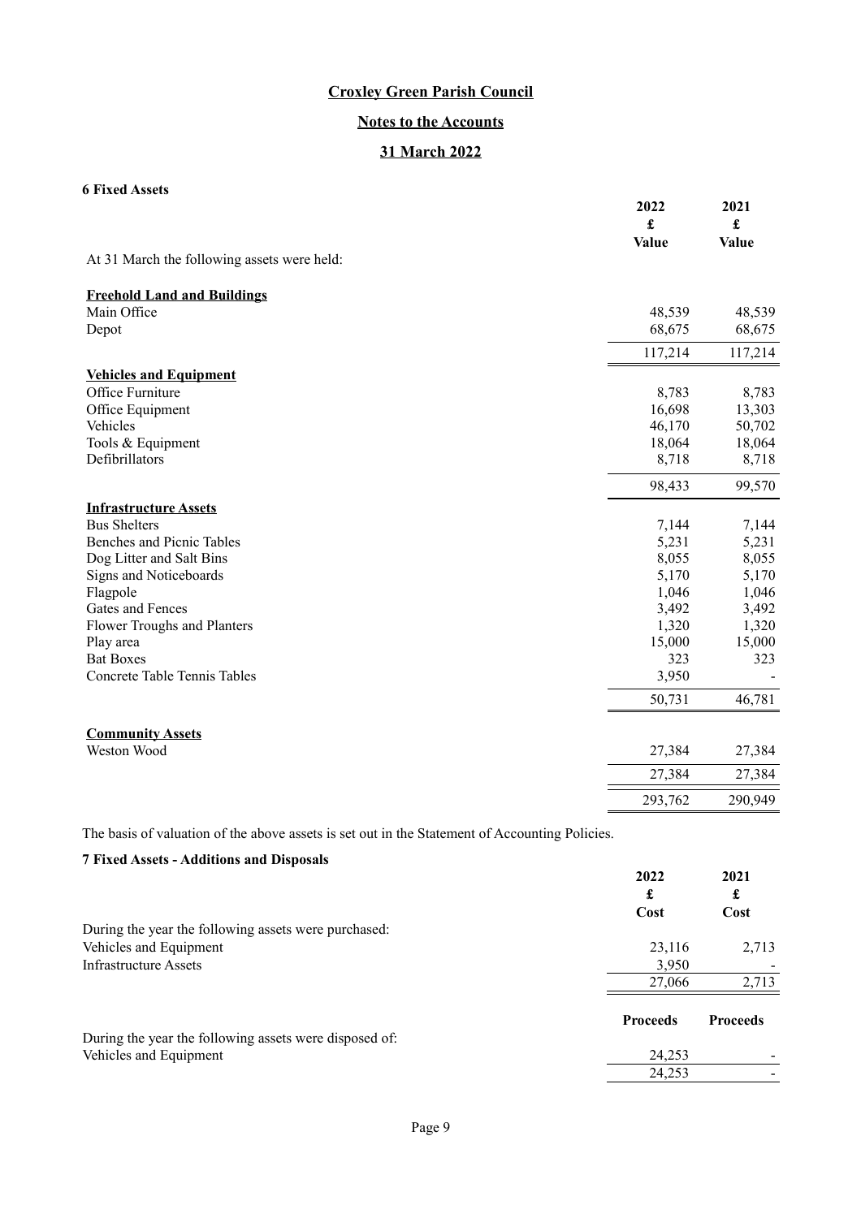**Croxley Green Parish Council**

**Notes to the Accounts**

**31 March 2022**

### 6 Fixed Assets

| | 2022<br>£<br>Value | 2021<br>£<br>Value |
|---|---|---|
| At 31 March the following assets were held: | | |
| **Freehold Land and Buildings** | | |
| Main Office | 48,539 | 48,539 |
| Depot | 68,675 | 68,675 |
| | 117,214 | 117,214 |
| **Vehicles and Equipment** | | |
| Office Furniture | 8,783 | 8,783 |
| Office Equipment | 16,698 | 13,303 |
| Vehicles | 46,170 | 50,702 |
| Tools & Equipment | 18,064 | 18,064 |
| Defibrillators | 8,718 | 8,718 |
| | 98,433 | 99,570 |
| **Infrastructure Assets** | | |
| Bus Shelters | 7,144 | 7,144 |
| Benches and Picnic Tables | 5,231 | 5,231 |
| Dog Litter and Salt Bins | 8,055 | 8,055 |
| Signs and Noticeboards | 5,170 | 5,170 |
| Flagpole | 1,046 | 1,046 |
| Gates and Fences | 3,492 | 3,492 |
| Flower Troughs and Planters | 1,320 | 1,320 |
| Play area | 15,000 | 15,000 |
| Bat Boxes | 323 | 323 |
| Concrete Table Tennis Tables | 3,950 | - |
| | 50,731 | 46,781 |
| **Community Assets** | | |
| Weston Wood | 27,384 | 27,384 |
| | 27,384 | 27,384 |
| | 293,762 | 290,949 |

The basis of valuation of the above assets is set out in the Statement of Accounting Policies.

### 7 Fixed Assets - Additions and Disposals

| | 2022<br>£<br>Cost | 2021<br>£<br>Cost |
|---|---|---|
| During the year the following assets were purchased: | | |
| Vehicles and Equipment | 23,116 | 2,713 |
| Infrastructure Assets | 3,950 | - |
| | 27,066 | 2,713 |

| | Proceeds | Proceeds |
|---|---|---|
| During the year the following assets were disposed of: | | |
| Vehicles and Equipment | 24,253 | - |
| | 24,253 | - |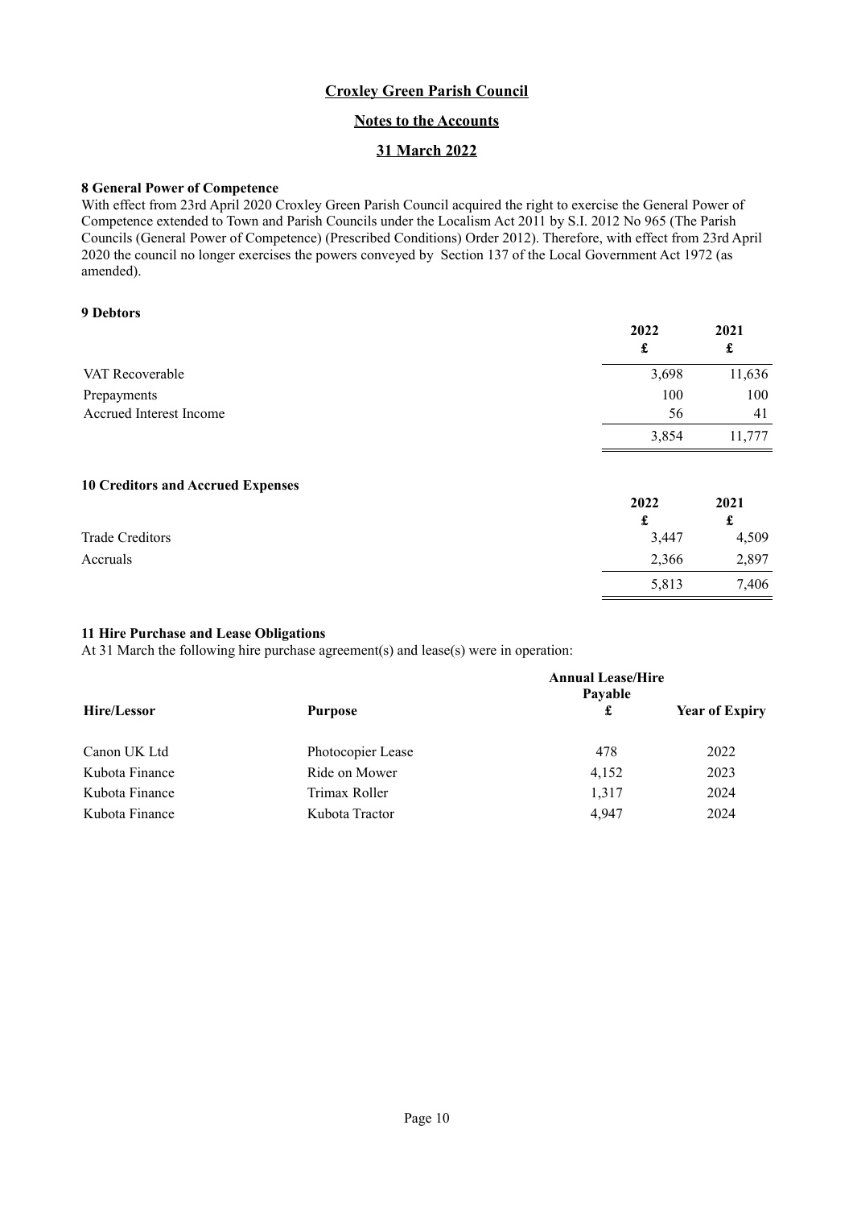# Croxley Green Parish Council

## Notes to the Accounts

## 31 March 2022

### 8 General Power of Competence

With effect from 23rd April 2020 Croxley Green Parish Council acquired the right to exercise the General Power of Competence extended to Town and Parish Councils under the Localism Act 2011 by S.I. 2012 No 965 (The Parish Councils (General Power of Competence) (Prescribed Conditions) Order 2012). Therefore, with effect from 23rd April 2020 the council no longer exercises the powers conveyed by Section 137 of the Local Government Act 1972 (as amended).

### 9 Debtors

| | 2022 £ | 2021 £ |
|---|---|---|
| VAT Recoverable | 3,698 | 11,636 |
| Prepayments | 100 | 100 |
| Accrued Interest Income | 56 | 41 |
| | 3,854 | 11,777 |

### 10 Creditors and Accrued Expenses

| | 2022 £ | 2021 £ |
|---|---|---|
| Trade Creditors | 3,447 | 4,509 |
| Accruals | 2,366 | 2,897 |
| | 5,813 | 7,406 |

### 11 Hire Purchase and Lease Obligations

At 31 March the following hire purchase agreement(s) and lease(s) were in operation:

| Hire/Lessor | Purpose | Annual Lease/Hire Payable £ | Year of Expiry |
|---|---|---|---|
| Canon UK Ltd | Photocopier Lease | 478 | 2022 |
| Kubota Finance | Ride on Mower | 4,152 | 2023 |
| Kubota Finance | Trimax Roller | 1,317 | 2024 |
| Kubota Finance | Kubota Tractor | 4,947 | 2024 |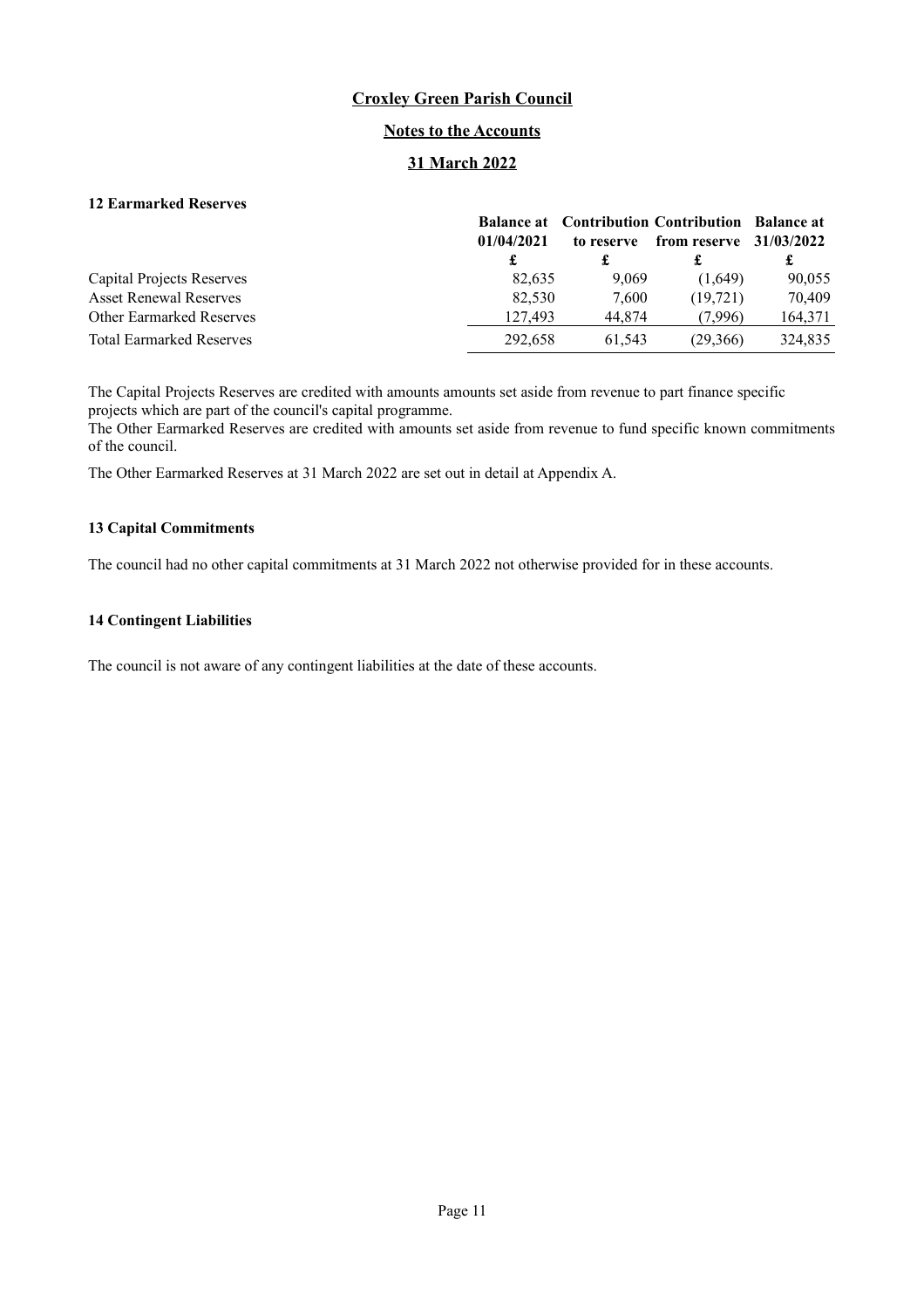**Croxley Green Parish Council**

**Notes to the Accounts**

**31 March 2022**

**12 Earmarked Reserves**

| | Balance at 01/04/2021 | Contribution to reserve | Contribution from reserve | Balance at 31/03/2022 |
|---|---|---|---|---|
| | £ | £ | £ | £ |
| Capital Projects Reserves | 82,635 | 9,069 | (1,649) | 90,055 |
| Asset Renewal Reserves | 82,530 | 7,600 | (19,721) | 70,409 |
| Other Earmarked Reserves | 127,493 | 44,874 | (7,996) | 164,371 |
| Total Earmarked Reserves | 292,658 | 61,543 | (29,366) | 324,835 |

The Capital Projects Reserves are credited with amounts amounts set aside from revenue to part finance specific projects which are part of the council's capital programme.
The Other Earmarked Reserves are credited with amounts set aside from revenue to fund specific known commitments of the council.

The Other Earmarked Reserves at 31 March 2022 are set out in detail at Appendix A.

**13 Capital Commitments**

The council had no other capital commitments at 31 March 2022 not otherwise provided for in these accounts.

**14 Contingent Liabilities**

The council is not aware of any contingent liabilities at the date of these accounts.